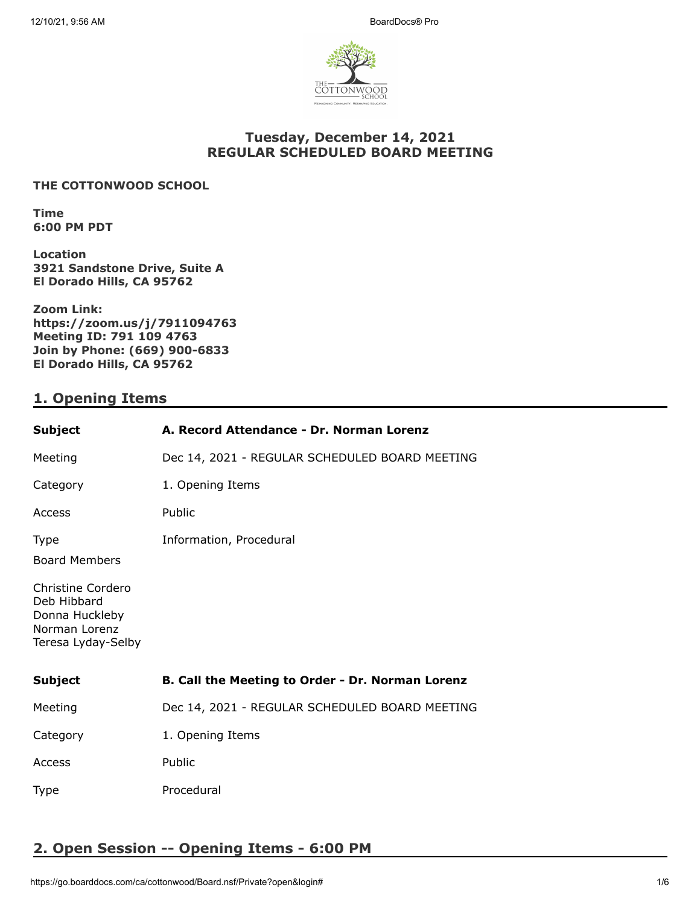# Tuesday, December 14, 2021
# REGULAR SCHEDULED BOARD MEETING

**THE COTTONWOOD SCHOOL**

**Time**
**6:00 PM PDT**

**Location**
**3921 Sandstone Drive, Suite A**
**El Dorado Hills, CA 95762**

**Zoom Link:**
**https://zoom.us/j/7911094763**
**Meeting ID: 791 109 4763**
**Join by Phone: (669) 900-6833**
**El Dorado Hills, CA 95762**

## 1. Opening Items

| | |
|---|---|
| **Subject** | **A. Record Attendance - Dr. Norman Lorenz** |
| Meeting | Dec 14, 2021 - REGULAR SCHEDULED BOARD MEETING |
| Category | 1. Opening Items |
| Access | Public |
| Type | Information, Procedural |

Board Members

Christine Cordero
Deb Hibbard
Donna Huckleby
Norman Lorenz
Teresa Lyday-Selby

| | |
|---|---|
| **Subject** | **B. Call the Meeting to Order - Dr. Norman Lorenz** |
| Meeting | Dec 14, 2021 - REGULAR SCHEDULED BOARD MEETING |
| Category | 1. Opening Items |
| Access | Public |
| Type | Procedural |

## 2. Open Session -- Opening Items - 6:00 PM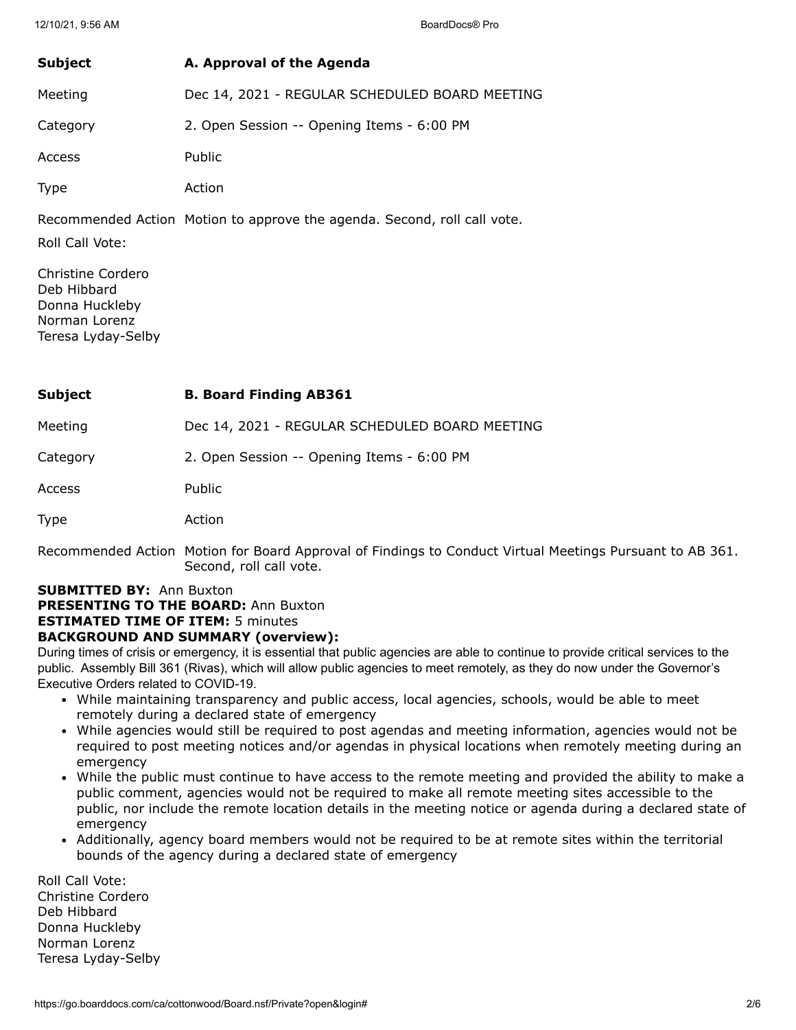| | |
|---|---|
| **Subject** | **A. Approval of the Agenda** |
| Meeting | Dec 14, 2021 - REGULAR SCHEDULED BOARD MEETING |
| Category | 2. Open Session -- Opening Items - 6:00 PM |
| Access | Public |
| Type | Action |
| Recommended Action | Motion to approve the agenda. Second, roll call vote. |

Roll Call Vote:

Christine Cordero
Deb Hibbard
Donna Huckleby
Norman Lorenz
Teresa Lyday-Selby

| | |
|---|---|
| **Subject** | **B. Board Finding AB361** |
| Meeting | Dec 14, 2021 - REGULAR SCHEDULED BOARD MEETING |
| Category | 2. Open Session -- Opening Items - 6:00 PM |
| Access | Public |
| Type | Action |
| Recommended Action | Motion for Board Approval of Findings to Conduct Virtual Meetings Pursuant to AB 361. Second, roll call vote. |

**SUBMITTED BY:** Ann Buxton
**PRESENTING TO THE BOARD:** Ann Buxton
**ESTIMATED TIME OF ITEM:** 5 minutes
**BACKGROUND AND SUMMARY (overview):**

During times of crisis or emergency, it is essential that public agencies are able to continue to provide critical services to the public. Assembly Bill 361 (Rivas), which will allow public agencies to meet remotely, as they do now under the Governor's Executive Orders related to COVID-19.

- While maintaining transparency and public access, local agencies, schools, would be able to meet remotely during a declared state of emergency
- While agencies would still be required to post agendas and meeting information, agencies would not be required to post meeting notices and/or agendas in physical locations when remotely meeting during an emergency
- While the public must continue to have access to the remote meeting and provided the ability to make a public comment, agencies would not be required to make all remote meeting sites accessible to the public, nor include the remote location details in the meeting notice or agenda during a declared state of emergency
- Additionally, agency board members would not be required to be at remote sites within the territorial bounds of the agency during a declared state of emergency

Roll Call Vote:
Christine Cordero
Deb Hibbard
Donna Huckleby
Norman Lorenz
Teresa Lyday-Selby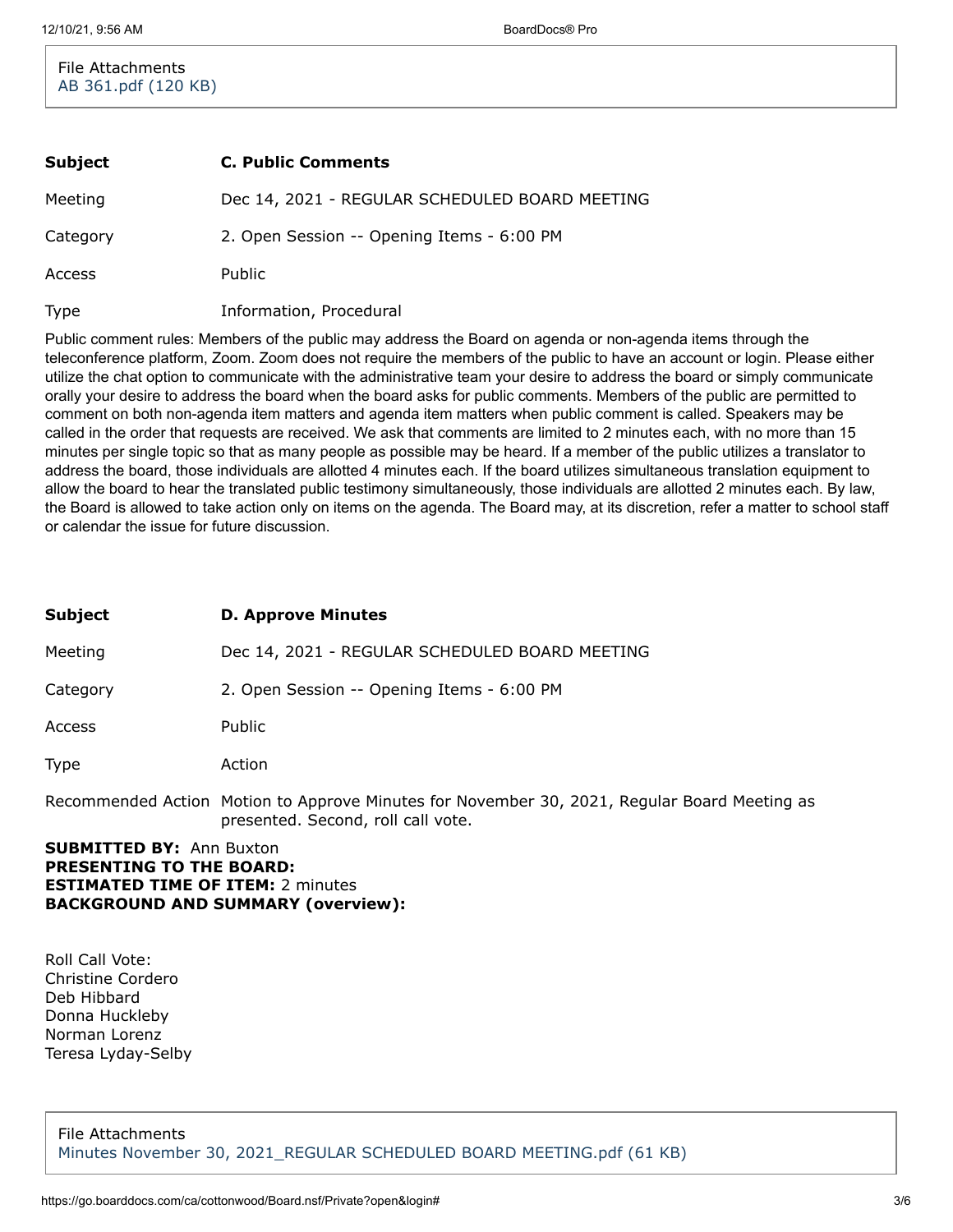File Attachments
AB 361.pdf (120 KB)

| **Subject** | **C. Public Comments** |
| --- | --- |
| Meeting | Dec 14, 2021 - REGULAR SCHEDULED BOARD MEETING |
| Category | 2. Open Session -- Opening Items - 6:00 PM |
| Access | Public |
| Type | Information, Procedural |

Public comment rules: Members of the public may address the Board on agenda or non-agenda items through the teleconference platform, Zoom. Zoom does not require the members of the public to have an account or login. Please either utilize the chat option to communicate with the administrative team your desire to address the board or simply communicate orally your desire to address the board when the board asks for public comments. Members of the public are permitted to comment on both non-agenda item matters and agenda item matters when public comment is called. Speakers may be called in the order that requests are received. We ask that comments are limited to 2 minutes each, with no more than 15 minutes per single topic so that as many people as possible may be heard. If a member of the public utilizes a translator to address the board, those individuals are allotted 4 minutes each. If the board utilizes simultaneous translation equipment to allow the board to hear the translated public testimony simultaneously, those individuals are allotted 2 minutes each. By law, the Board is allowed to take action only on items on the agenda. The Board may, at its discretion, refer a matter to school staff or calendar the issue for future discussion.

| **Subject** | **D. Approve Minutes** |
| --- | --- |
| Meeting | Dec 14, 2021 - REGULAR SCHEDULED BOARD MEETING |
| Category | 2. Open Session -- Opening Items - 6:00 PM |
| Access | Public |
| Type | Action |
| Recommended Action | Motion to Approve Minutes for November 30, 2021, Regular Board Meeting as presented. Second, roll call vote. |

**SUBMITTED BY:** Ann Buxton
**PRESENTING TO THE BOARD:**
**ESTIMATED TIME OF ITEM:** 2 minutes
**BACKGROUND AND SUMMARY (overview):**

Roll Call Vote:
Christine Cordero
Deb Hibbard
Donna Huckleby
Norman Lorenz
Teresa Lyday-Selby

File Attachments
Minutes November 30, 2021_REGULAR SCHEDULED BOARD MEETING.pdf (61 KB)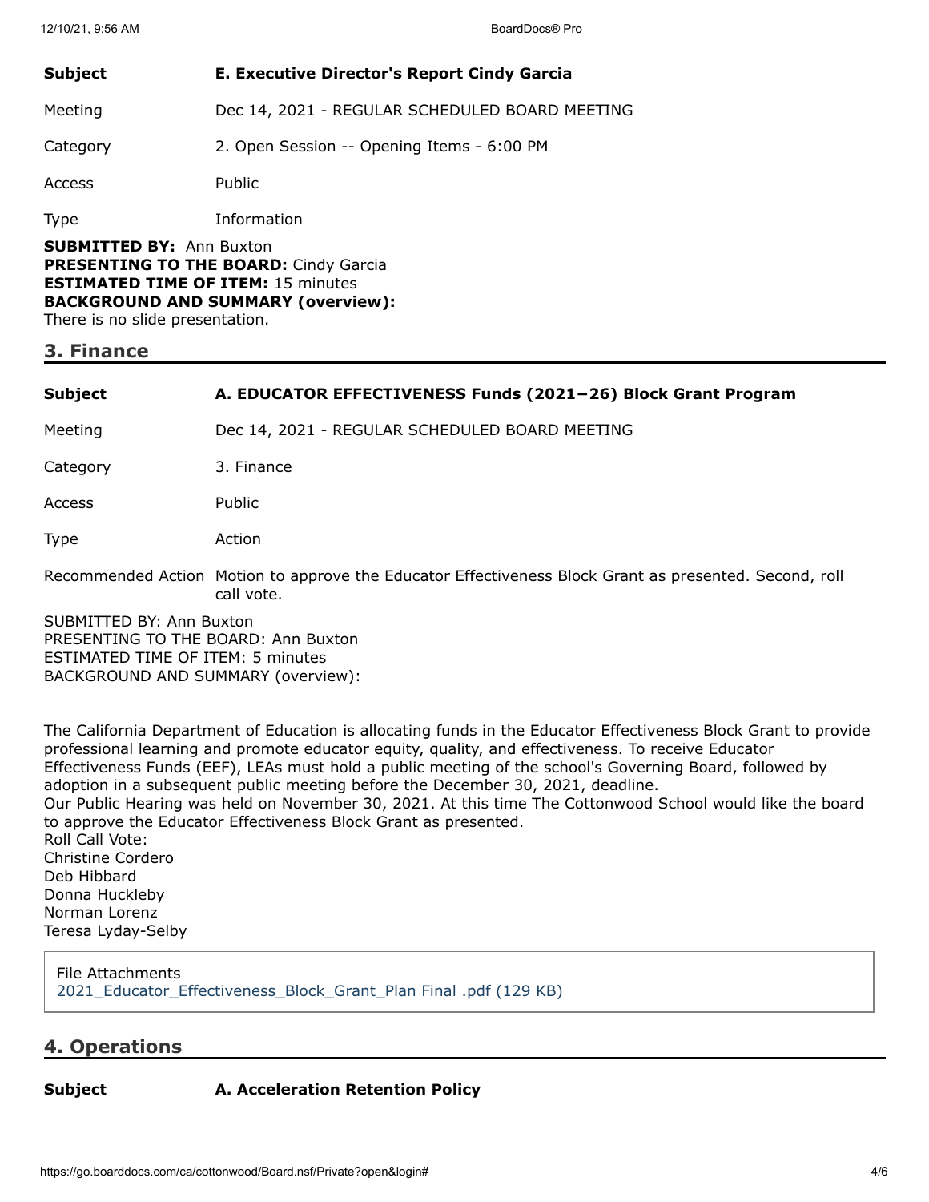| Subject | E. Executive Director's Report Cindy Garcia |
|---|---|
| Meeting | Dec 14, 2021 - REGULAR SCHEDULED BOARD MEETING |
| Category | 2. Open Session -- Opening Items - 6:00 PM |
| Access | Public |
| Type | Information |

**SUBMITTED BY:** Ann Buxton
**PRESENTING TO THE BOARD:** Cindy Garcia
**ESTIMATED TIME OF ITEM:** 15 minutes
**BACKGROUND AND SUMMARY (overview):**
There is no slide presentation.

## 3. Finance

| Subject | A. EDUCATOR EFFECTIVENESS Funds (2021−26) Block Grant Program |
|---|---|
| Meeting | Dec 14, 2021 - REGULAR SCHEDULED BOARD MEETING |
| Category | 3. Finance |
| Access | Public |
| Type | Action |
| Recommended Action | Motion to approve the Educator Effectiveness Block Grant as presented. Second, roll call vote. |

SUBMITTED BY: Ann Buxton
PRESENTING TO THE BOARD: Ann Buxton
ESTIMATED TIME OF ITEM: 5 minutes
BACKGROUND AND SUMMARY (overview):

The California Department of Education is allocating funds in the Educator Effectiveness Block Grant to provide professional learning and promote educator equity, quality, and effectiveness. To receive Educator Effectiveness Funds (EEF), LEAs must hold a public meeting of the school's Governing Board, followed by adoption in a subsequent public meeting before the December 30, 2021, deadline.
Our Public Hearing was held on November 30, 2021. At this time The Cottonwood School would like the board to approve the Educator Effectiveness Block Grant as presented.
Roll Call Vote:
Christine Cordero
Deb Hibbard
Donna Huckleby
Norman Lorenz
Teresa Lyday-Selby

File Attachments
2021_Educator_Effectiveness_Block_Grant_Plan Final .pdf (129 KB)

## 4. Operations

| Subject | A. Acceleration Retention Policy |
|---|---|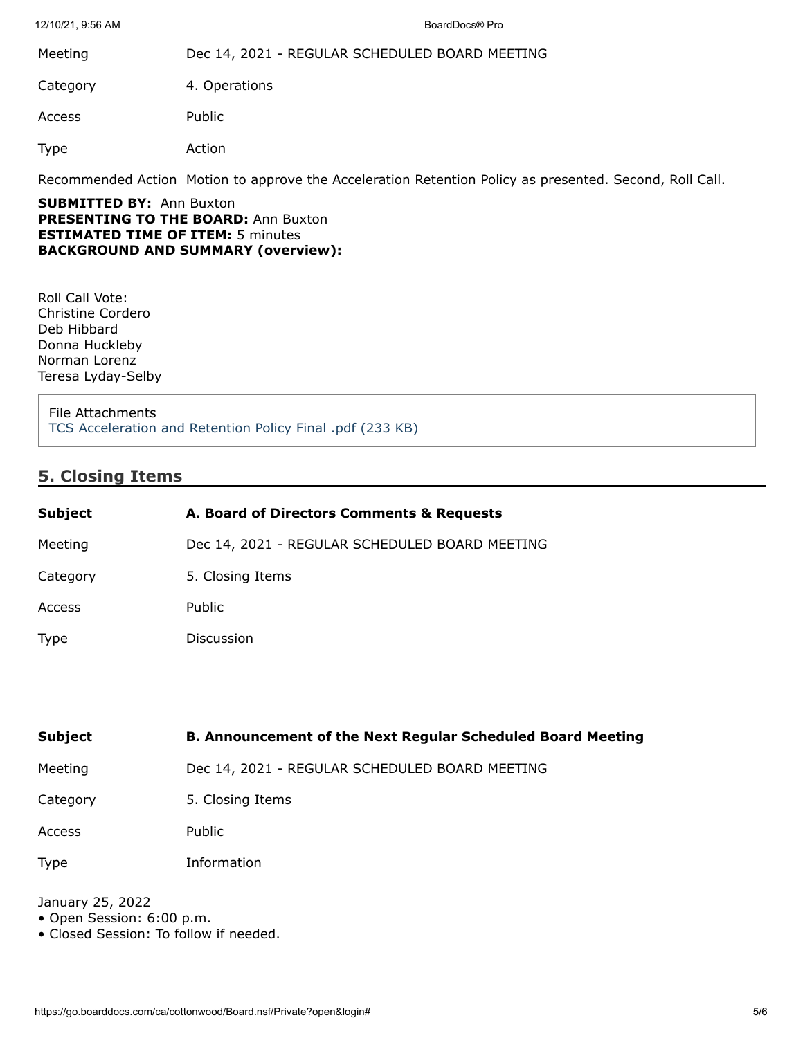| | |
|---|---|
| Meeting | Dec 14, 2021 - REGULAR SCHEDULED BOARD MEETING |
| Category | 4. Operations |
| Access | Public |
| Type | Action |
| Recommended Action | Motion to approve the Acceleration Retention Policy as presented. Second, Roll Call. |

**SUBMITTED BY:** Ann Buxton
**PRESENTING TO THE BOARD:** Ann Buxton
**ESTIMATED TIME OF ITEM:** 5 minutes
**BACKGROUND AND SUMMARY (overview):**

Roll Call Vote:
Christine Cordero
Deb Hibbard
Donna Huckleby
Norman Lorenz
Teresa Lyday-Selby

File Attachments
TCS Acceleration and Retention Policy Final .pdf (233 KB)

## 5. Closing Items

| **Subject** | **A. Board of Directors Comments & Requests** |
|---|---|
| Meeting | Dec 14, 2021 - REGULAR SCHEDULED BOARD MEETING |
| Category | 5. Closing Items |
| Access | Public |
| Type | Discussion |

| **Subject** | **B. Announcement of the Next Regular Scheduled Board Meeting** |
|---|---|
| Meeting | Dec 14, 2021 - REGULAR SCHEDULED BOARD MEETING |
| Category | 5. Closing Items |
| Access | Public |
| Type | Information |

January 25, 2022
- Open Session: 6:00 p.m.
- Closed Session: To follow if needed.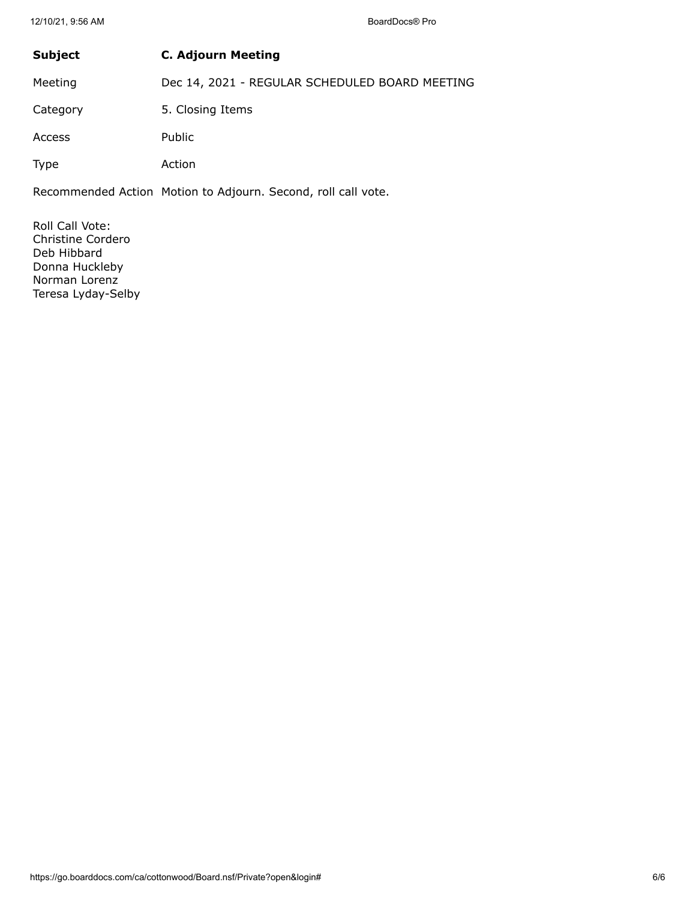| | |
|---|---|
| **Subject** | **C. Adjourn Meeting** |
| Meeting | Dec 14, 2021 - REGULAR SCHEDULED BOARD MEETING |
| Category | 5. Closing Items |
| Access | Public |
| Type | Action |
| Recommended Action | Motion to Adjourn. Second, roll call vote. |

Roll Call Vote:
Christine Cordero
Deb Hibbard
Donna Huckleby
Norman Lorenz
Teresa Lyday-Selby